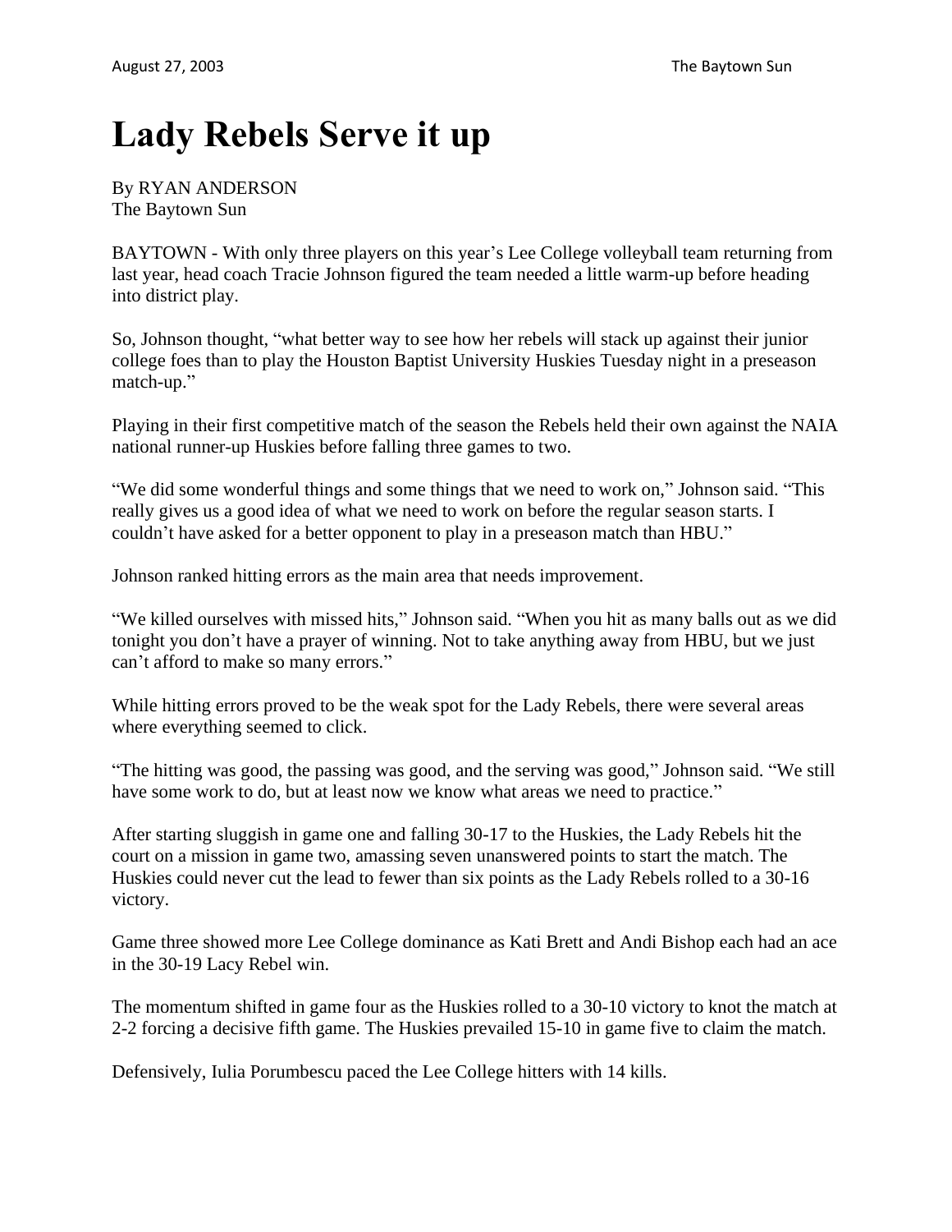# Lady Rebels Serve it up

By RYAN ANDERSON
The Baytown Sun

BAYTOWN - With only three players on this year's Lee College volleyball team returning from last year, head coach Tracie Johnson figured the team needed a little warm-up before heading into district play.

So, Johnson thought, "what better way to see how her rebels will stack up against their junior college foes than to play the Houston Baptist University Huskies Tuesday night in a preseason match-up."

Playing in their first competitive match of the season the Rebels held their own against the NAIA national runner-up Huskies before falling three games to two.

"We did some wonderful things and some things that we need to work on," Johnson said. "This really gives us a good idea of what we need to work on before the regular season starts. I couldn't have asked for a better opponent to play in a preseason match than HBU."

Johnson ranked hitting errors as the main area that needs improvement.

"We killed ourselves with missed hits," Johnson said. "When you hit as many balls out as we did tonight you don't have a prayer of winning. Not to take anything away from HBU, but we just can't afford to make so many errors."

While hitting errors proved to be the weak spot for the Lady Rebels, there were several areas where everything seemed to click.

"The hitting was good, the passing was good, and the serving was good," Johnson said. "We still have some work to do, but at least now we know what areas we need to practice."

After starting sluggish in game one and falling 30-17 to the Huskies, the Lady Rebels hit the court on a mission in game two, amassing seven unanswered points to start the match. The Huskies could never cut the lead to fewer than six points as the Lady Rebels rolled to a 30-16 victory.

Game three showed more Lee College dominance as Kati Brett and Andi Bishop each had an ace in the 30-19 Lacy Rebel win.

The momentum shifted in game four as the Huskies rolled to a 30-10 victory to knot the match at 2-2 forcing a decisive fifth game. The Huskies prevailed 15-10 in game five to claim the match.

Defensively, Iulia Porumbescu paced the Lee College hitters with 14 kills.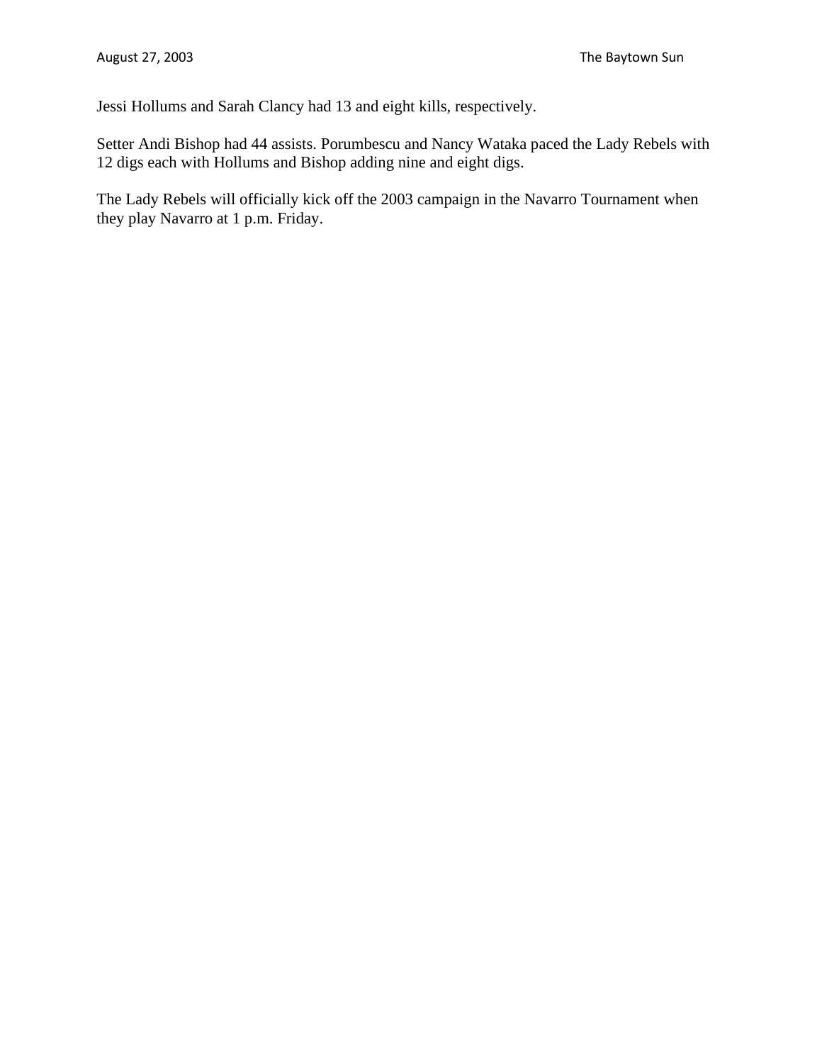Jessi Hollums and Sarah Clancy had 13 and eight kills, respectively.

Setter Andi Bishop had 44 assists. Porumbescu and Nancy Wataka paced the Lady Rebels with 12 digs each with Hollums and Bishop adding nine and eight digs.

The Lady Rebels will officially kick off the 2003 campaign in the Navarro Tournament when they play Navarro at 1 p.m. Friday.